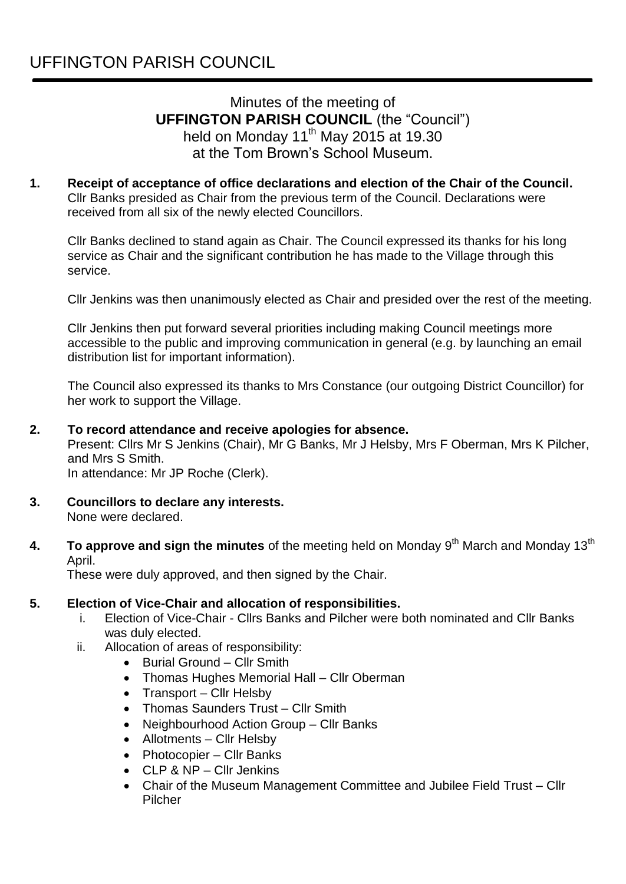# UFFINGTON PARISH COUNCIL

Minutes of the meeting of
**UFFINGTON PARISH COUNCIL** (the "Council")
held on Monday 11th May 2015 at 19.30
at the Tom Brown's School Museum.

**1. Receipt of acceptance of office declarations and election of the Chair of the Council.**
Cllr Banks presided as Chair from the previous term of the Council. Declarations were received from all six of the newly elected Councillors.

Cllr Banks declined to stand again as Chair. The Council expressed its thanks for his long service as Chair and the significant contribution he has made to the Village through this service.

Cllr Jenkins was then unanimously elected as Chair and presided over the rest of the meeting.

Cllr Jenkins then put forward several priorities including making Council meetings more accessible to the public and improving communication in general (e.g. by launching an email distribution list for important information).

The Council also expressed its thanks to Mrs Constance (our outgoing District Councillor) for her work to support the Village.

**2. To record attendance and receive apologies for absence.**
Present: Cllrs Mr S Jenkins (Chair), Mr G Banks, Mr J Helsby, Mrs F Oberman, Mrs K Pilcher, and Mrs S Smith.
In attendance: Mr JP Roche (Clerk).

**3. Councillors to declare any interests.**
None were declared.

**4. To approve and sign the minutes** of the meeting held on Monday 9th March and Monday 13th April.
These were duly approved, and then signed by the Chair.

**5. Election of Vice-Chair and allocation of responsibilities.**

i. Election of Vice-Chair - Cllrs Banks and Pilcher were both nominated and Cllr Banks was duly elected.

ii. Allocation of areas of responsibility:
- Burial Ground – Cllr Smith
- Thomas Hughes Memorial Hall – Cllr Oberman
- Transport – Cllr Helsby
- Thomas Saunders Trust – Cllr Smith
- Neighbourhood Action Group – Cllr Banks
- Allotments – Cllr Helsby
- Photocopier – Cllr Banks
- CLP & NP – Cllr Jenkins
- Chair of the Museum Management Committee and Jubilee Field Trust – Cllr Pilcher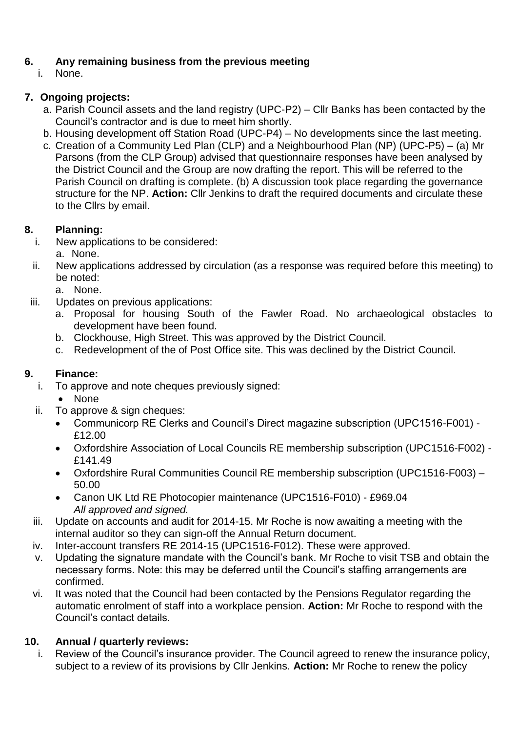**6. Any remaining business from the previous meeting**

i. None.

**7. Ongoing projects:**

a. Parish Council assets and the land registry (UPC-P2) – Cllr Banks has been contacted by the Council's contractor and is due to meet him shortly.
b. Housing development off Station Road (UPC-P4) – No developments since the last meeting.
c. Creation of a Community Led Plan (CLP) and a Neighbourhood Plan (NP) (UPC-P5) – (a) Mr Parsons (from the CLP Group) advised that questionnaire responses have been analysed by the District Council and the Group are now drafting the report. This will be referred to the Parish Council on drafting is complete. (b) A discussion took place regarding the governance structure for the NP. **Action:** Cllr Jenkins to draft the required documents and circulate these to the Cllrs by email.

**8. Planning:**

i. New applications to be considered:
   a. None.
ii. New applications addressed by circulation (as a response was required before this meeting) to be noted:
   a. None.
iii. Updates on previous applications:
   a. Proposal for housing South of the Fawler Road. No archaeological obstacles to development have been found.
   b. Clockhouse, High Street. This was approved by the District Council.
   c. Redevelopment of the of Post Office site. This was declined by the District Council.

**9. Finance:**

i. To approve and note cheques previously signed:
   - None
ii. To approve & sign cheques:
   - Communicorp RE Clerks and Council's Direct magazine subscription (UPC1516-F001) - £12.00
   - Oxfordshire Association of Local Councils RE membership subscription (UPC1516-F002) - £141.49
   - Oxfordshire Rural Communities Council RE membership subscription (UPC1516-F003) – 50.00
   - Canon UK Ltd RE Photocopier maintenance (UPC1516-F010) - £969.04

   *All approved and signed.*
iii. Update on accounts and audit for 2014-15. Mr Roche is now awaiting a meeting with the internal auditor so they can sign-off the Annual Return document.
iv. Inter-account transfers RE 2014-15 (UPC1516-F012). These were approved.
v. Updating the signature mandate with the Council's bank. Mr Roche to visit TSB and obtain the necessary forms. Note: this may be deferred until the Council's staffing arrangements are confirmed.
vi. It was noted that the Council had been contacted by the Pensions Regulator regarding the automatic enrolment of staff into a workplace pension. **Action:** Mr Roche to respond with the Council's contact details.

**10. Annual / quarterly reviews:**

i. Review of the Council's insurance provider. The Council agreed to renew the insurance policy, subject to a review of its provisions by Cllr Jenkins. **Action:** Mr Roche to renew the policy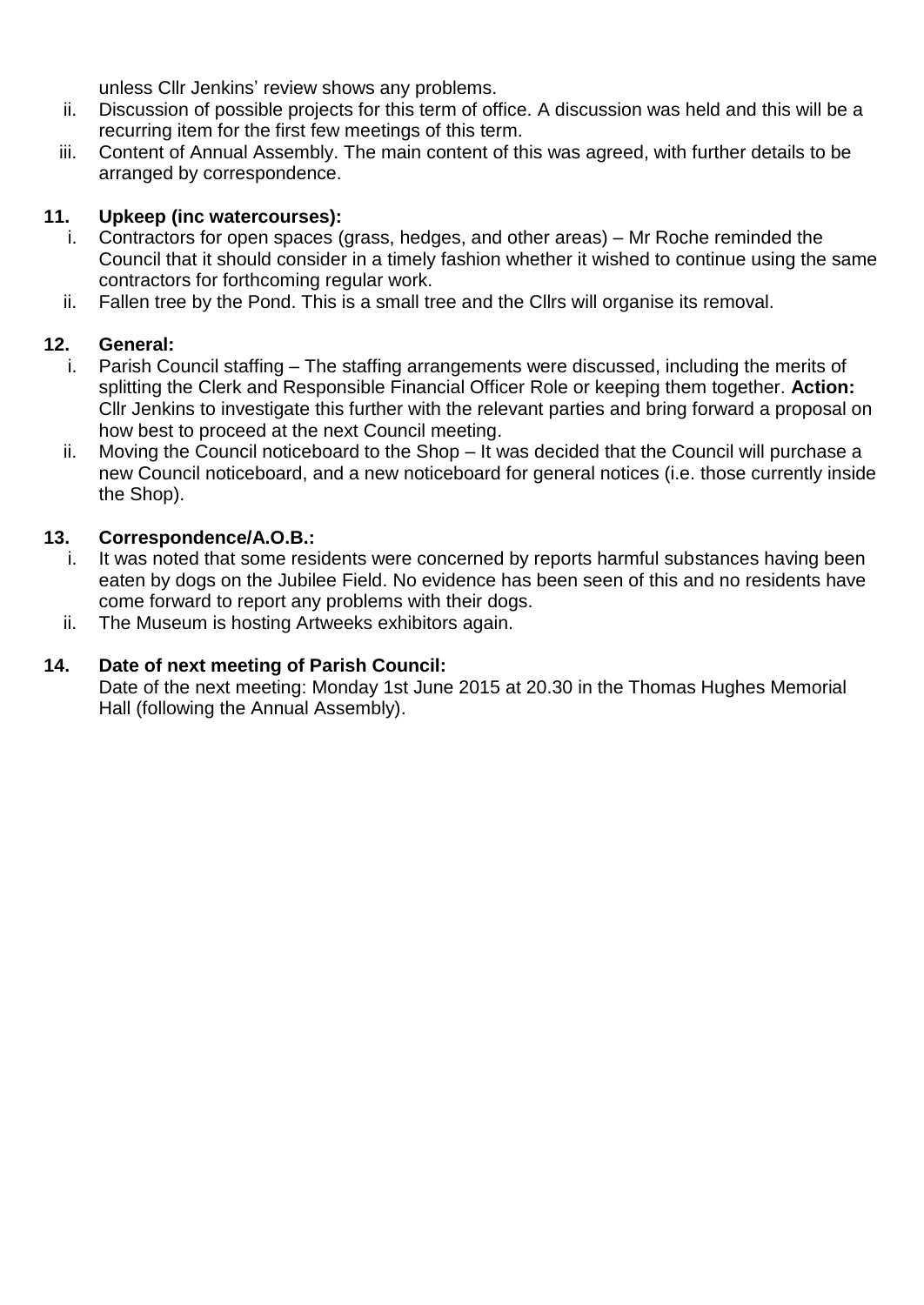unless Cllr Jenkins' review shows any problems.

ii. Discussion of possible projects for this term of office. A discussion was held and this will be a recurring item for the first few meetings of this term.
iii. Content of Annual Assembly. The main content of this was agreed, with further details to be arranged by correspondence.

**11. Upkeep (inc watercourses):**

i. Contractors for open spaces (grass, hedges, and other areas) – Mr Roche reminded the Council that it should consider in a timely fashion whether it wished to continue using the same contractors for forthcoming regular work.
ii. Fallen tree by the Pond. This is a small tree and the Cllrs will organise its removal.

**12. General:**

i. Parish Council staffing – The staffing arrangements were discussed, including the merits of splitting the Clerk and Responsible Financial Officer Role or keeping them together. **Action:** Cllr Jenkins to investigate this further with the relevant parties and bring forward a proposal on how best to proceed at the next Council meeting.
ii. Moving the Council noticeboard to the Shop – It was decided that the Council will purchase a new Council noticeboard, and a new noticeboard for general notices (i.e. those currently inside the Shop).

**13. Correspondence/A.O.B.:**

i. It was noted that some residents were concerned by reports harmful substances having been eaten by dogs on the Jubilee Field. No evidence has been seen of this and no residents have come forward to report any problems with their dogs.
ii. The Museum is hosting Artweeks exhibitors again.

**14. Date of next meeting of Parish Council:**

Date of the next meeting: Monday 1st June 2015 at 20.30 in the Thomas Hughes Memorial Hall (following the Annual Assembly).